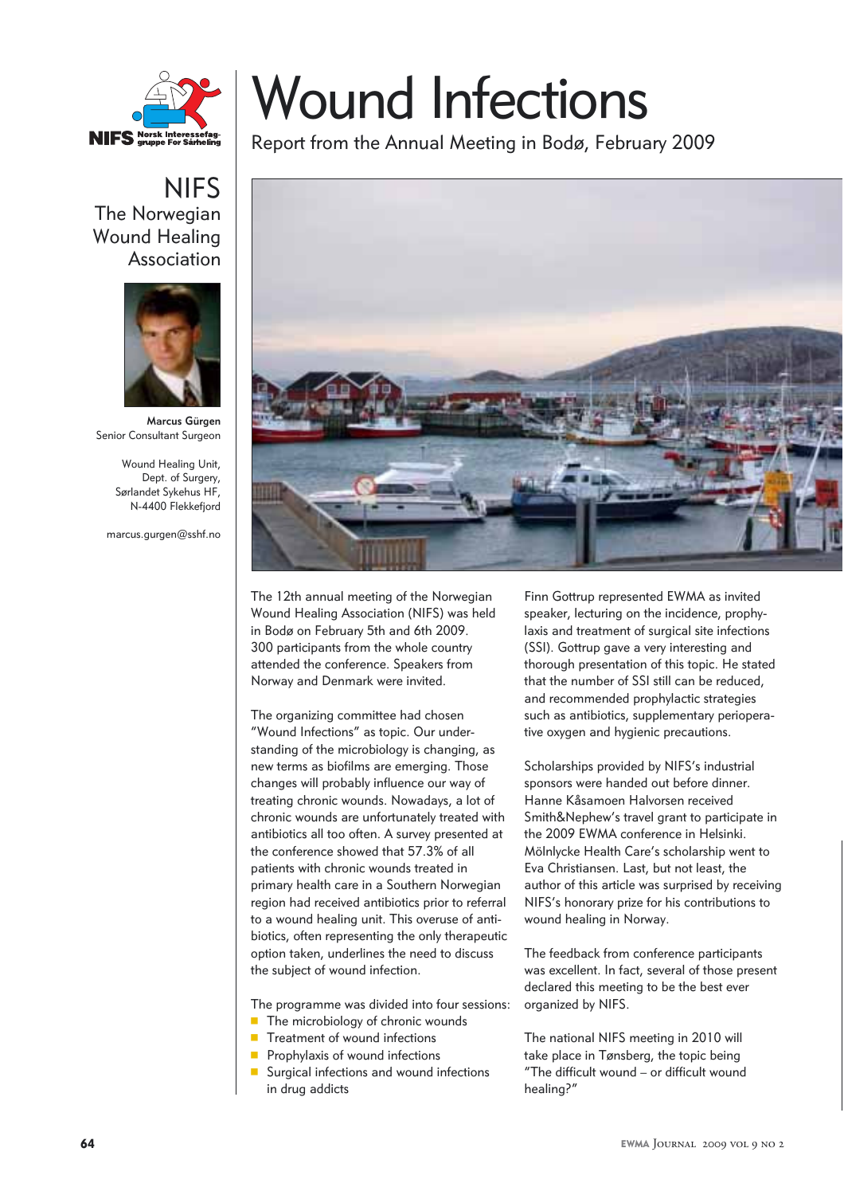NIFS Norsk Interessefag-gruppe For Sårheling

# NIFS
The Norwegian Wound Healing Association

**Marcus Gürgen**
Senior Consultant Surgeon

Wound Healing Unit,
Dept. of Surgery,
Sørlandet Sykehus HF,
N-4400 Flekkefjord

marcus.gurgen@sshf.no

# Wound Infections

Report from the Annual Meeting in Bodø, February 2009

The 12th annual meeting of the Norwegian Wound Healing Association (NIFS) was held in Bodø on February 5th and 6th 2009. 300 participants from the whole country attended the conference. Speakers from Norway and Denmark were invited.

The organizing committee had chosen "Wound Infections" as topic. Our understanding of the microbiology is changing, as new terms as biofilms are emerging. Those changes will probably influence our way of treating chronic wounds. Nowadays, a lot of chronic wounds are unfortunately treated with antibiotics all too often. A survey presented at the conference showed that 57.3% of all patients with chronic wounds treated in primary health care in a Southern Norwegian region had received antibiotics prior to referral to a wound healing unit. This overuse of antibiotics, often representing the only therapeutic option taken, underlines the need to discuss the subject of wound infection.

The programme was divided into four sessions:

- The microbiology of chronic wounds
- Treatment of wound infections
- Prophylaxis of wound infections
- Surgical infections and wound infections in drug addicts

Finn Gottrup represented EWMA as invited speaker, lecturing on the incidence, prophylaxis and treatment of surgical site infections (SSI). Gottrup gave a very interesting and thorough presentation of this topic. He stated that the number of SSI still can be reduced, and recommended prophylactic strategies such as antibiotics, supplementary perioperative oxygen and hygienic precautions.

Scholarships provided by NIFS's industrial sponsors were handed out before dinner. Hanne Kåsamoen Halvorsen received Smith&Nephew's travel grant to participate in the 2009 EWMA conference in Helsinki. Mölnlycke Health Care's scholarship went to Eva Christiansen. Last, but not least, the author of this article was surprised by receiving NIFS's honorary prize for his contributions to wound healing in Norway.

The feedback from conference participants was excellent. In fact, several of those present declared this meeting to be the best ever organized by NIFS.

The national NIFS meeting in 2010 will take place in Tønsberg, the topic being "The difficult wound – or difficult wound healing?"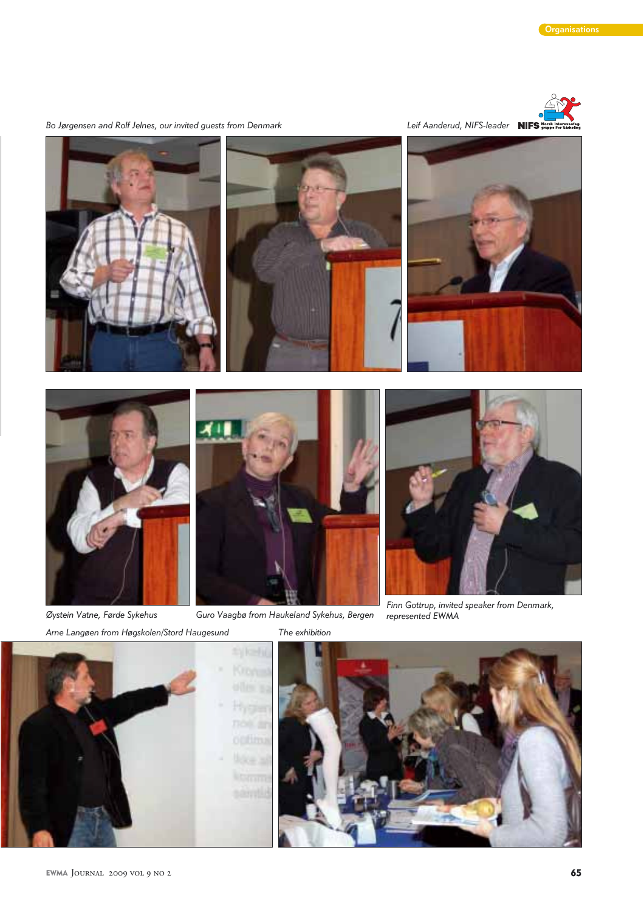Bo Jørgensen and Rolf Jelnes, our invited guests from Denmark

Leif Aanderud, NIFS-leader

Øystein Vatne, Førde Sykehus

Guro Vaagbø from Haukeland Sykehus, Bergen

Finn Gottrup, invited speaker from Denmark, represented EWMA

Arne Langøen from Høgskolen/Stord Haugesund

The exhibition